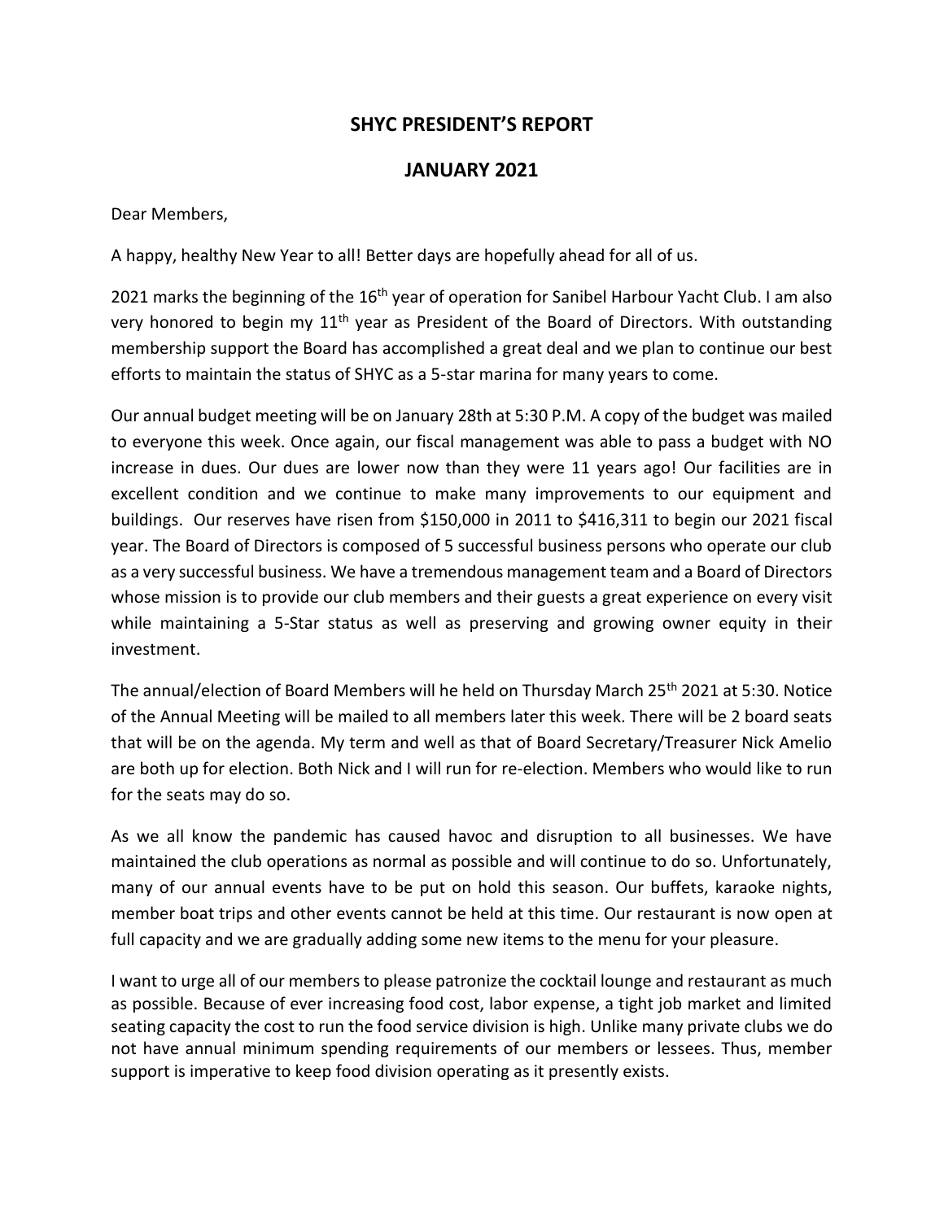## SHYC PRESIDENT'S REPORT

## JANUARY 2021

Dear Members,

A happy, healthy New Year to all! Better days are hopefully ahead for all of us.

2021 marks the beginning of the 16th year of operation for Sanibel Harbour Yacht Club. I am also very honored to begin my 11th year as President of the Board of Directors. With outstanding membership support the Board has accomplished a great deal and we plan to continue our best efforts to maintain the status of SHYC as a 5-star marina for many years to come.

Our annual budget meeting will be on January 28th at 5:30 P.M. A copy of the budget was mailed to everyone this week. Once again, our fiscal management was able to pass a budget with NO increase in dues. Our dues are lower now than they were 11 years ago! Our facilities are in excellent condition and we continue to make many improvements to our equipment and buildings. Our reserves have risen from $150,000 in 2011 to $416,311 to begin our 2021 fiscal year. The Board of Directors is composed of 5 successful business persons who operate our club as a very successful business. We have a tremendous management team and a Board of Directors whose mission is to provide our club members and their guests a great experience on every visit while maintaining a 5-Star status as well as preserving and growing owner equity in their investment.

The annual/election of Board Members will he held on Thursday March 25th 2021 at 5:30. Notice of the Annual Meeting will be mailed to all members later this week. There will be 2 board seats that will be on the agenda. My term and well as that of Board Secretary/Treasurer Nick Amelio are both up for election. Both Nick and I will run for re-election. Members who would like to run for the seats may do so.

As we all know the pandemic has caused havoc and disruption to all businesses. We have maintained the club operations as normal as possible and will continue to do so. Unfortunately, many of our annual events have to be put on hold this season. Our buffets, karaoke nights, member boat trips and other events cannot be held at this time. Our restaurant is now open at full capacity and we are gradually adding some new items to the menu for your pleasure.

I want to urge all of our members to please patronize the cocktail lounge and restaurant as much as possible. Because of ever increasing food cost, labor expense, a tight job market and limited seating capacity the cost to run the food service division is high. Unlike many private clubs we do not have annual minimum spending requirements of our members or lessees. Thus, member support is imperative to keep food division operating as it presently exists.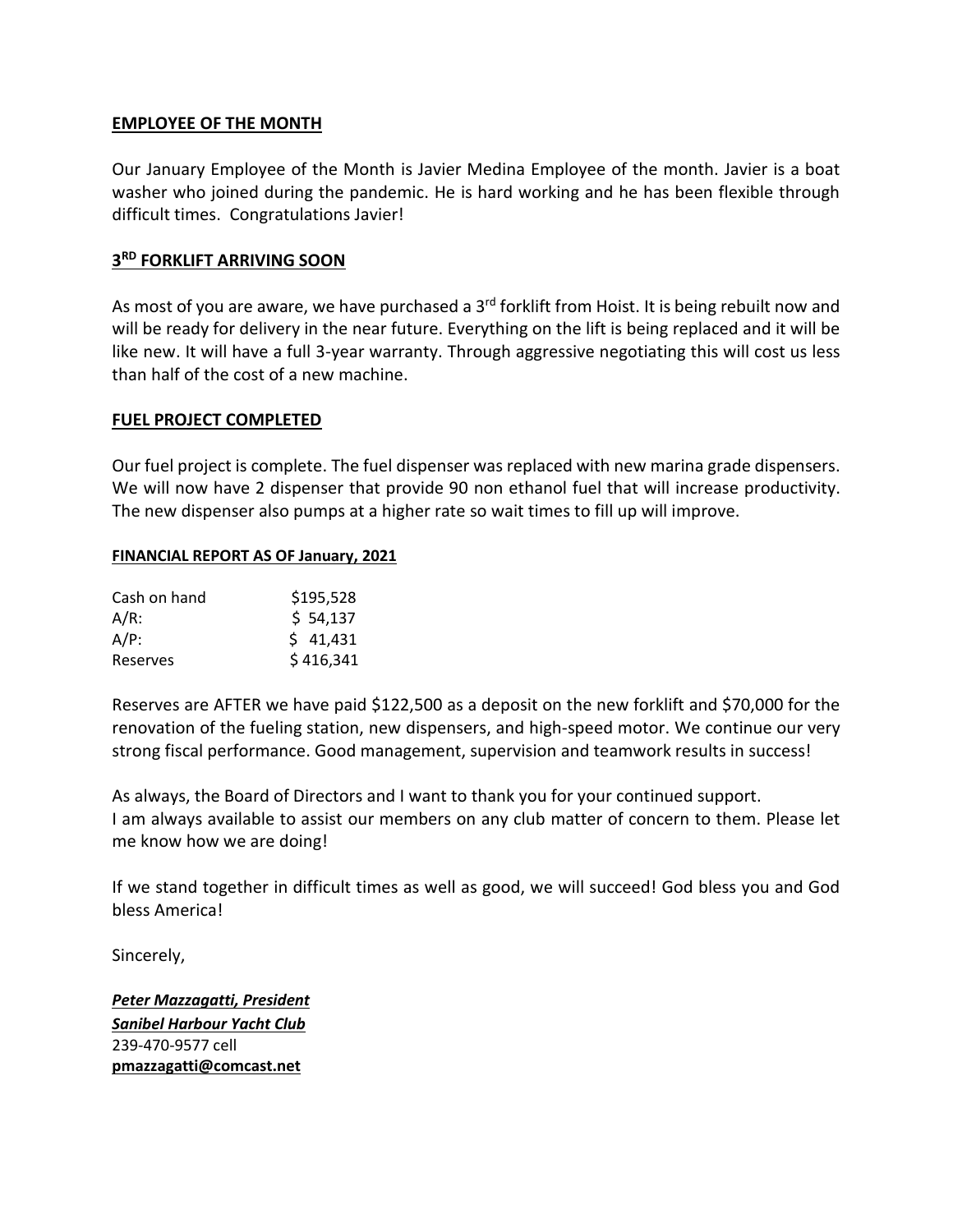## EMPLOYEE OF THE MONTH

Our January Employee of the Month is Javier Medina Employee of the month. Javier is a boat washer who joined during the pandemic. He is hard working and he has been flexible through difficult times. Congratulations Javier!

## 3RD FORKLIFT ARRIVING SOON

As most of you are aware, we have purchased a 3rd forklift from Hoist. It is being rebuilt now and will be ready for delivery in the near future. Everything on the lift is being replaced and it will be like new. It will have a full 3-year warranty. Through aggressive negotiating this will cost us less than half of the cost of a new machine.

## FUEL PROJECT COMPLETED

Our fuel project is complete. The fuel dispenser was replaced with new marina grade dispensers. We will now have 2 dispenser that provide 90 non ethanol fuel that will increase productivity. The new dispenser also pumps at a higher rate so wait times to fill up will improve.

### FINANCIAL REPORT AS OF January, 2021

| | |
|---|---|
| Cash on hand | $195,528 |
| A/R: | $ 54,137 |
| A/P: | $ 41,431 |
| Reserves | $ 416,341 |

Reserves are AFTER we have paid $122,500 as a deposit on the new forklift and $70,000 for the renovation of the fueling station, new dispensers, and high-speed motor. We continue our very strong fiscal performance. Good management, supervision and teamwork results in success!

As always, the Board of Directors and I want to thank you for your continued support.
I am always available to assist our members on any club matter of concern to them. Please let me know how we are doing!

If we stand together in difficult times as well as good, we will succeed! God bless you and God bless America!

Sincerely,

***Peter Mazzagatti, President***
***Sanibel Harbour Yacht Club***
239-470-9577 cell
**pmazzagatti@comcast.net**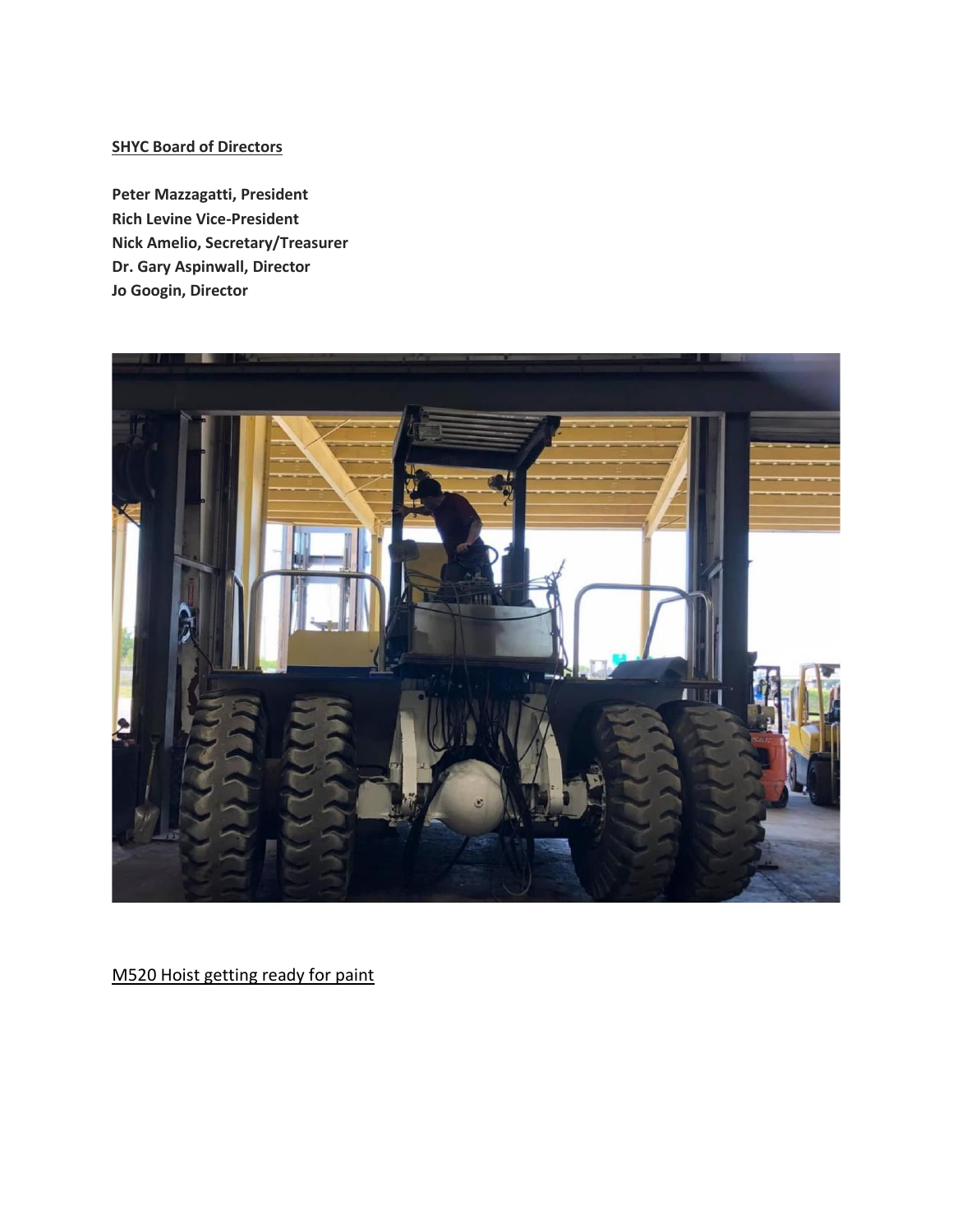**SHYC Board of Directors**

**Peter Mazzagatti, President**
**Rich Levine Vice-President**
**Nick Amelio, Secretary/Treasurer**
**Dr. Gary Aspinwall, Director**
**Jo Googin, Director**

M520 Hoist getting ready for paint